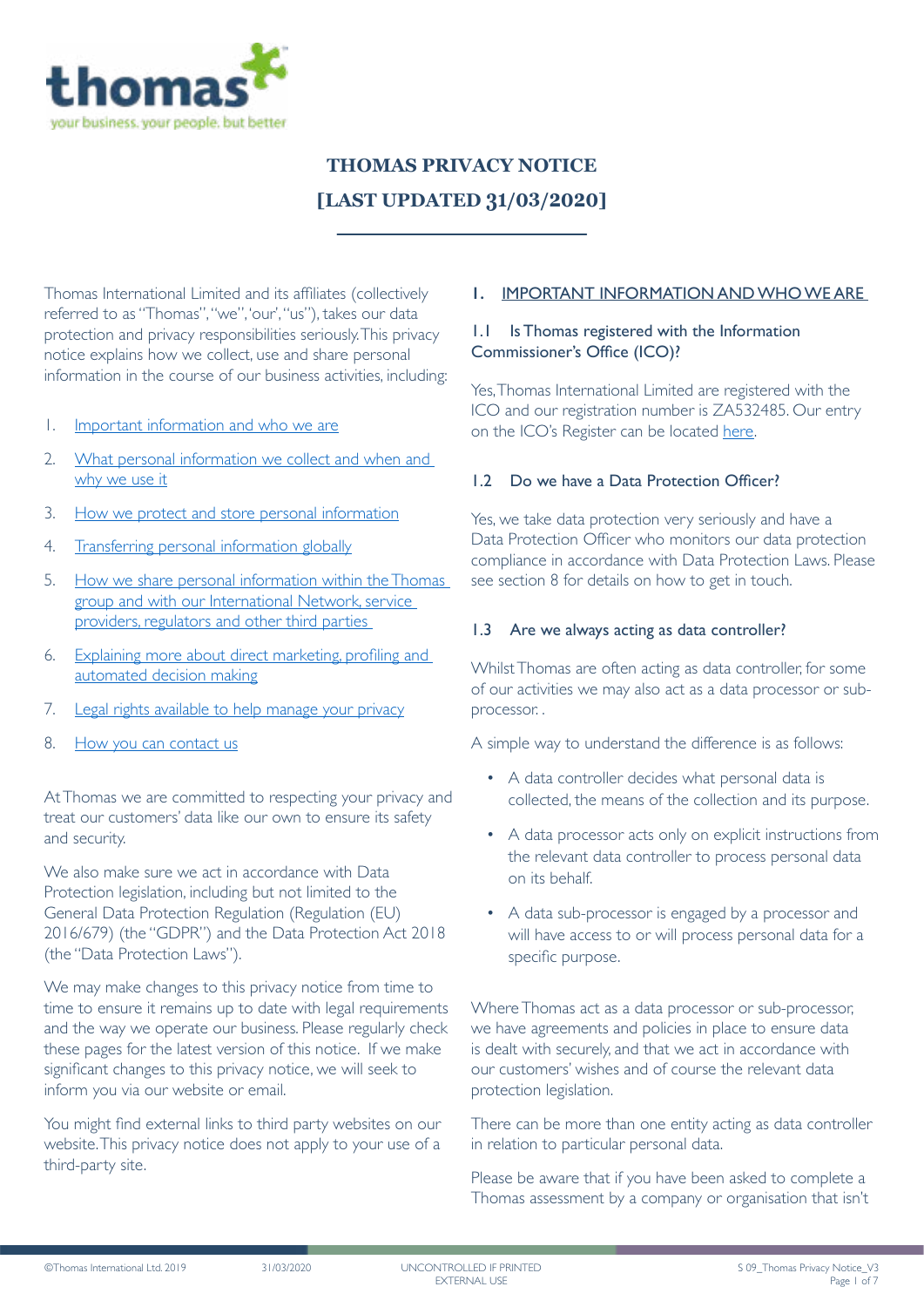# THOMAS PRIVACY NOTICE

## [LAST UPDATED 31/03/2020]

Thomas International Limited and its affiliates (collectively referred to as "Thomas", "we", 'our', "us"), takes our data protection and privacy responsibilities seriously. This privacy notice explains how we collect, use and share personal information in the course of our business activities, including:

1. Important information and who we are
2. What personal information we collect and when and why we use it
3. How we protect and store personal information
4. Transferring personal information globally
5. How we share personal information within the Thomas group and with our International Network, service providers, regulators and other third parties
6. Explaining more about direct marketing, profiling and automated decision making
7. Legal rights available to help manage your privacy
8. How you can contact us

At Thomas we are committed to respecting your privacy and treat our customers' data like our own to ensure its safety and security.

We also make sure we act in accordance with Data Protection legislation, including but not limited to the General Data Protection Regulation (Regulation (EU) 2016/679) (the "GDPR") and the Data Protection Act 2018 (the "Data Protection Laws").

We may make changes to this privacy notice from time to time to ensure it remains up to date with legal requirements and the way we operate our business. Please regularly check these pages for the latest version of this notice. If we make significant changes to this privacy notice, we will seek to inform you via our website or email.

You might find external links to third party websites on our website. This privacy notice does not apply to your use of a third-party site.

## 1. IMPORTANT INFORMATION AND WHO WE ARE

### 1.1 Is Thomas registered with the Information Commissioner's Office (ICO)?

Yes, Thomas International Limited are registered with the ICO and our registration number is ZA532485. Our entry on the ICO's Register can be located here.

### 1.2 Do we have a Data Protection Officer?

Yes, we take data protection very seriously and have a Data Protection Officer who monitors our data protection compliance in accordance with Data Protection Laws. Please see section 8 for details on how to get in touch.

### 1.3 Are we always acting as data controller?

Whilst Thomas are often acting as data controller, for some of our activities we may also act as a data processor or sub-processor. .

A simple way to understand the difference is as follows:

- A data controller decides what personal data is collected, the means of the collection and its purpose.
- A data processor acts only on explicit instructions from the relevant data controller to process personal data on its behalf.
- A data sub-processor is engaged by a processor and will have access to or will process personal data for a specific purpose.

Where Thomas act as a data processor or sub-processor, we have agreements and policies in place to ensure data is dealt with securely, and that we act in accordance with our customers' wishes and of course the relevant data protection legislation.

There can be more than one entity acting as data controller in relation to particular personal data.

Please be aware that if you have been asked to complete a Thomas assessment by a company or organisation that isn't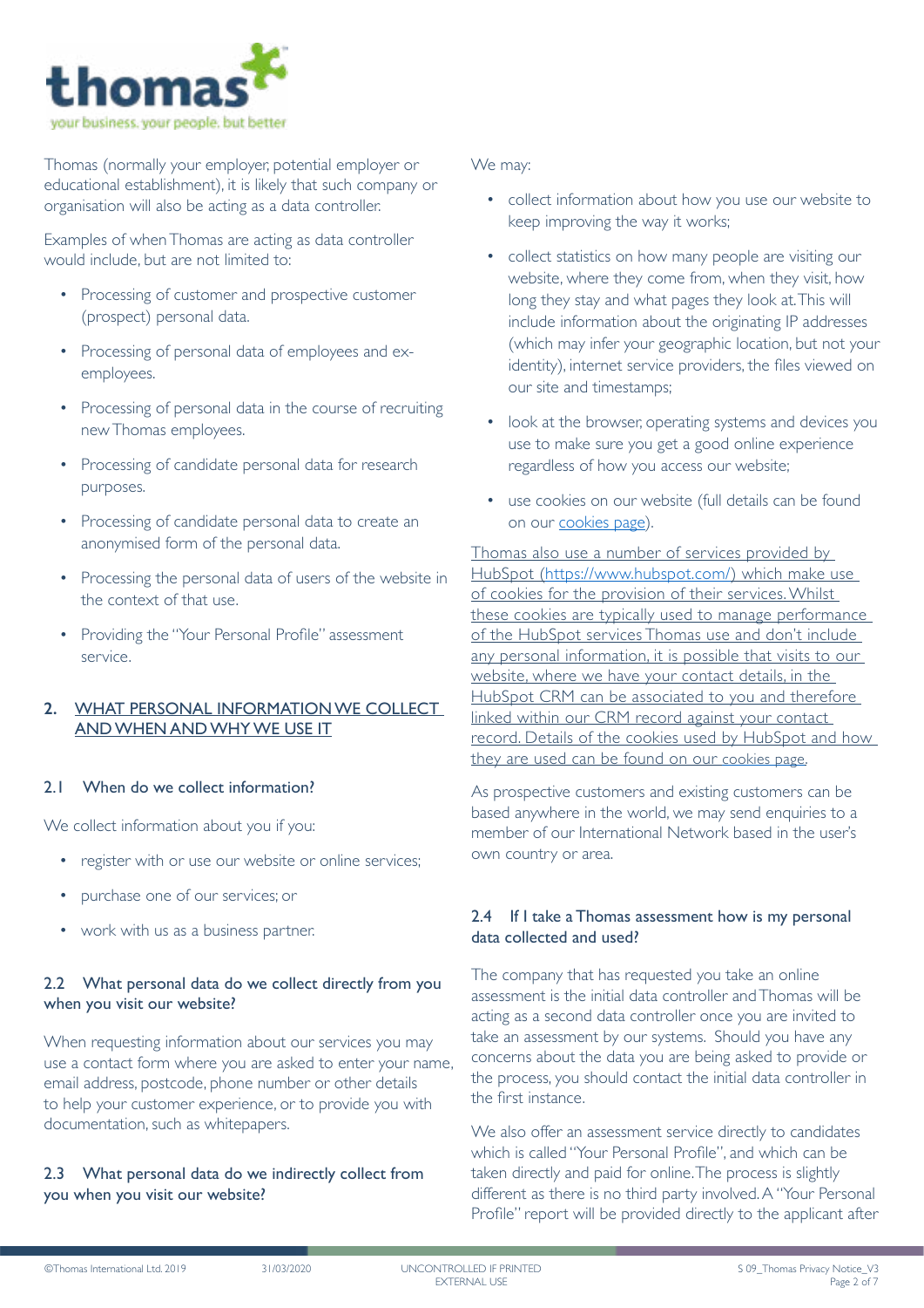Thomas (normally your employer, potential employer or educational establishment), it is likely that such company or organisation will also be acting as a data controller.

Examples of when Thomas are acting as data controller would include, but are not limited to:

- Processing of customer and prospective customer (prospect) personal data.
- Processing of personal data of employees and ex-employees.
- Processing of personal data in the course of recruiting new Thomas employees.
- Processing of candidate personal data for research purposes.
- Processing of candidate personal data to create an anonymised form of the personal data.
- Processing the personal data of users of the website in the context of that use.
- Providing the "Your Personal Profile" assessment service.

## 2. WHAT PERSONAL INFORMATION WE COLLECT AND WHEN AND WHY WE USE IT

### 2.1 When do we collect information?

We collect information about you if you:

- register with or use our website or online services;
- purchase one of our services; or
- work with us as a business partner.

### 2.2 What personal data do we collect directly from you when you visit our website?

When requesting information about our services you may use a contact form where you are asked to enter your name, email address, postcode, phone number or other details to help your customer experience, or to provide you with documentation, such as whitepapers.

### 2.3 What personal data do we indirectly collect from you when you visit our website?

We may:

- collect information about how you use our website to keep improving the way it works;
- collect statistics on how many people are visiting our website, where they come from, when they visit, how long they stay and what pages they look at. This will include information about the originating IP addresses (which may infer your geographic location, but not your identity), internet service providers, the files viewed on our site and timestamps;
- look at the browser, operating systems and devices you use to make sure you get a good online experience regardless of how you access our website;
- use cookies on our website (full details can be found on our cookies page).

Thomas also use a number of services provided by HubSpot (https://www.hubspot.com/) which make use of cookies for the provision of their services. Whilst these cookies are typically used to manage performance of the HubSpot services Thomas use and don't include any personal information, it is possible that visits to our website, where we have your contact details, in the HubSpot CRM can be associated to you and therefore linked within our CRM record against your contact record. Details of the cookies used by HubSpot and how they are used can be found on our cookies page.

As prospective customers and existing customers can be based anywhere in the world, we may send enquiries to a member of our International Network based in the user's own country or area.

### 2.4 If I take a Thomas assessment how is my personal data collected and used?

The company that has requested you take an online assessment is the initial data controller and Thomas will be acting as a second data controller once you are invited to take an assessment by our systems. Should you have any concerns about the data you are being asked to provide or the process, you should contact the initial data controller in the first instance.

We also offer an assessment service directly to candidates which is called "Your Personal Profile", and which can be taken directly and paid for online. The process is slightly different as there is no third party involved. A "Your Personal Profile" report will be provided directly to the applicant after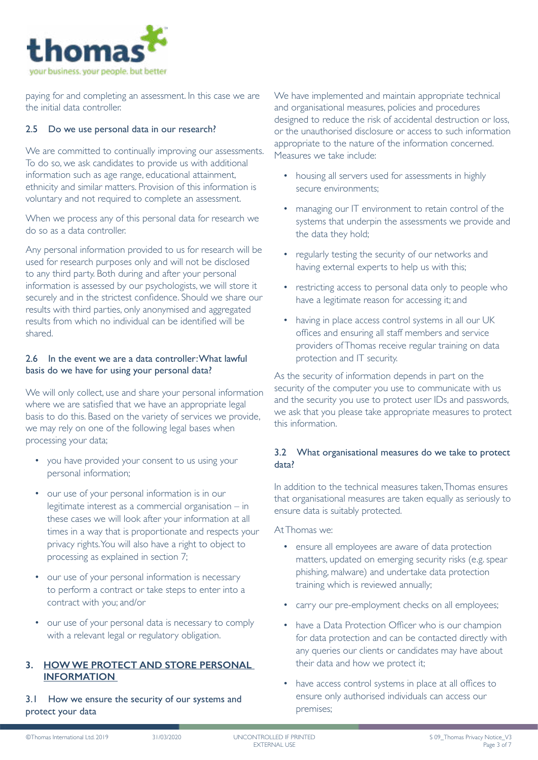paying for and completing an assessment. In this case we are the initial data controller.

### 2.5 Do we use personal data in our research?

We are committed to continually improving our assessments. To do so, we ask candidates to provide us with additional information such as age range, educational attainment, ethnicity and similar matters. Provision of this information is voluntary and not required to complete an assessment.

When we process any of this personal data for research we do so as a data controller.

Any personal information provided to us for research will be used for research purposes only and will not be disclosed to any third party. Both during and after your personal information is assessed by our psychologists, we will store it securely and in the strictest confidence. Should we share our results with third parties, only anonymised and aggregated results from which no individual can be identified will be shared.

### 2.6 In the event we are a data controller: What lawful basis do we have for using your personal data?

We will only collect, use and share your personal information where we are satisfied that we have an appropriate legal basis to do this. Based on the variety of services we provide, we may rely on one of the following legal bases when processing your data;

- you have provided your consent to us using your personal information;
- our use of your personal information is in our legitimate interest as a commercial organisation – in these cases we will look after your information at all times in a way that is proportionate and respects your privacy rights. You will also have a right to object to processing as explained in section 7;
- our use of your personal information is necessary to perform a contract or take steps to enter into a contract with you; and/or
- our use of your personal data is necessary to comply with a relevant legal or regulatory obligation.

## 3. HOW WE PROTECT AND STORE PERSONAL INFORMATION

### 3.1 How we ensure the security of our systems and protect your data

We have implemented and maintain appropriate technical and organisational measures, policies and procedures designed to reduce the risk of accidental destruction or loss, or the unauthorised disclosure or access to such information appropriate to the nature of the information concerned. Measures we take include:

- housing all servers used for assessments in highly secure environments;
- managing our IT environment to retain control of the systems that underpin the assessments we provide and the data they hold;
- regularly testing the security of our networks and having external experts to help us with this;
- restricting access to personal data only to people who have a legitimate reason for accessing it; and
- having in place access control systems in all our UK offices and ensuring all staff members and service providers of Thomas receive regular training on data protection and IT security.

As the security of information depends in part on the security of the computer you use to communicate with us and the security you use to protect user IDs and passwords, we ask that you please take appropriate measures to protect this information.

### 3.2 What organisational measures do we take to protect data?

In addition to the technical measures taken, Thomas ensures that organisational measures are taken equally as seriously to ensure data is suitably protected.

At Thomas we:

- ensure all employees are aware of data protection matters, updated on emerging security risks (e.g. spear phishing, malware) and undertake data protection training which is reviewed annually;
- carry our pre-employment checks on all employees;
- have a Data Protection Officer who is our champion for data protection and can be contacted directly with any queries our clients or candidates may have about their data and how we protect it;
- have access control systems in place at all offices to ensure only authorised individuals can access our premises;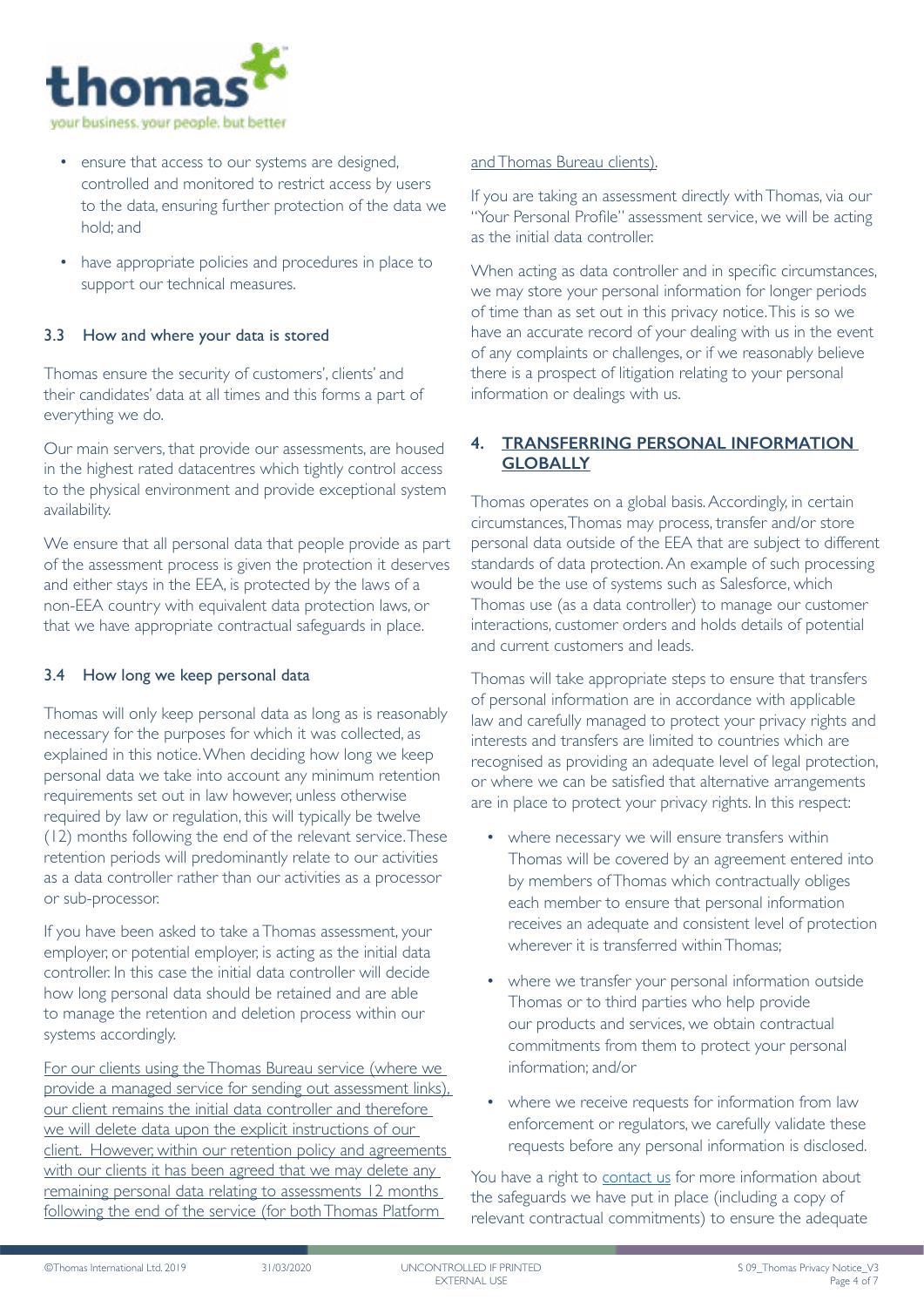- ensure that access to our systems are designed, controlled and monitored to restrict access by users to the data, ensuring further protection of the data we hold; and
- have appropriate policies and procedures in place to support our technical measures.

### 3.3 How and where your data is stored

Thomas ensure the security of customers', clients' and their candidates' data at all times and this forms a part of everything we do.

Our main servers, that provide our assessments, are housed in the highest rated datacentres which tightly control access to the physical environment and provide exceptional system availability.

We ensure that all personal data that people provide as part of the assessment process is given the protection it deserves and either stays in the EEA, is protected by the laws of a non-EEA country with equivalent data protection laws, or that we have appropriate contractual safeguards in place.

### 3.4 How long we keep personal data

Thomas will only keep personal data as long as is reasonably necessary for the purposes for which it was collected, as explained in this notice. When deciding how long we keep personal data we take into account any minimum retention requirements set out in law however, unless otherwise required by law or regulation, this will typically be twelve (12) months following the end of the relevant service. These retention periods will predominantly relate to our activities as a data controller rather than our activities as a processor or sub-processor.

If you have been asked to take a Thomas assessment, your employer, or potential employer, is acting as the initial data controller. In this case the initial data controller will decide how long personal data should be retained and are able to manage the retention and deletion process within our systems accordingly.

For our clients using the Thomas Bureau service (where we provide a managed service for sending out assessment links), our client remains the initial data controller and therefore we will delete data upon the explicit instructions of our client. However, within our retention policy and agreements with our clients it has been agreed that we may delete any remaining personal data relating to assessments 12 months following the end of the service (for both Thomas Platform and Thomas Bureau clients).

If you are taking an assessment directly with Thomas, via our "Your Personal Profile" assessment service, we will be acting as the initial data controller.

When acting as data controller and in specific circumstances, we may store your personal information for longer periods of time than as set out in this privacy notice. This is so we have an accurate record of your dealing with us in the event of any complaints or challenges, or if we reasonably believe there is a prospect of litigation relating to your personal information or dealings with us.

## 4. TRANSFERRING PERSONAL INFORMATION GLOBALLY

Thomas operates on a global basis. Accordingly, in certain circumstances, Thomas may process, transfer and/or store personal data outside of the EEA that are subject to different standards of data protection. An example of such processing would be the use of systems such as Salesforce, which Thomas use (as a data controller) to manage our customer interactions, customer orders and holds details of potential and current customers and leads.

Thomas will take appropriate steps to ensure that transfers of personal information are in accordance with applicable law and carefully managed to protect your privacy rights and interests and transfers are limited to countries which are recognised as providing an adequate level of legal protection, or where we can be satisfied that alternative arrangements are in place to protect your privacy rights. In this respect:

- where necessary we will ensure transfers within Thomas will be covered by an agreement entered into by members of Thomas which contractually obliges each member to ensure that personal information receives an adequate and consistent level of protection wherever it is transferred within Thomas;
- where we transfer your personal information outside Thomas or to third parties who help provide our products and services, we obtain contractual commitments from them to protect your personal information; and/or
- where we receive requests for information from law enforcement or regulators, we carefully validate these requests before any personal information is disclosed.

You have a right to contact us for more information about the safeguards we have put in place (including a copy of relevant contractual commitments) to ensure the adequate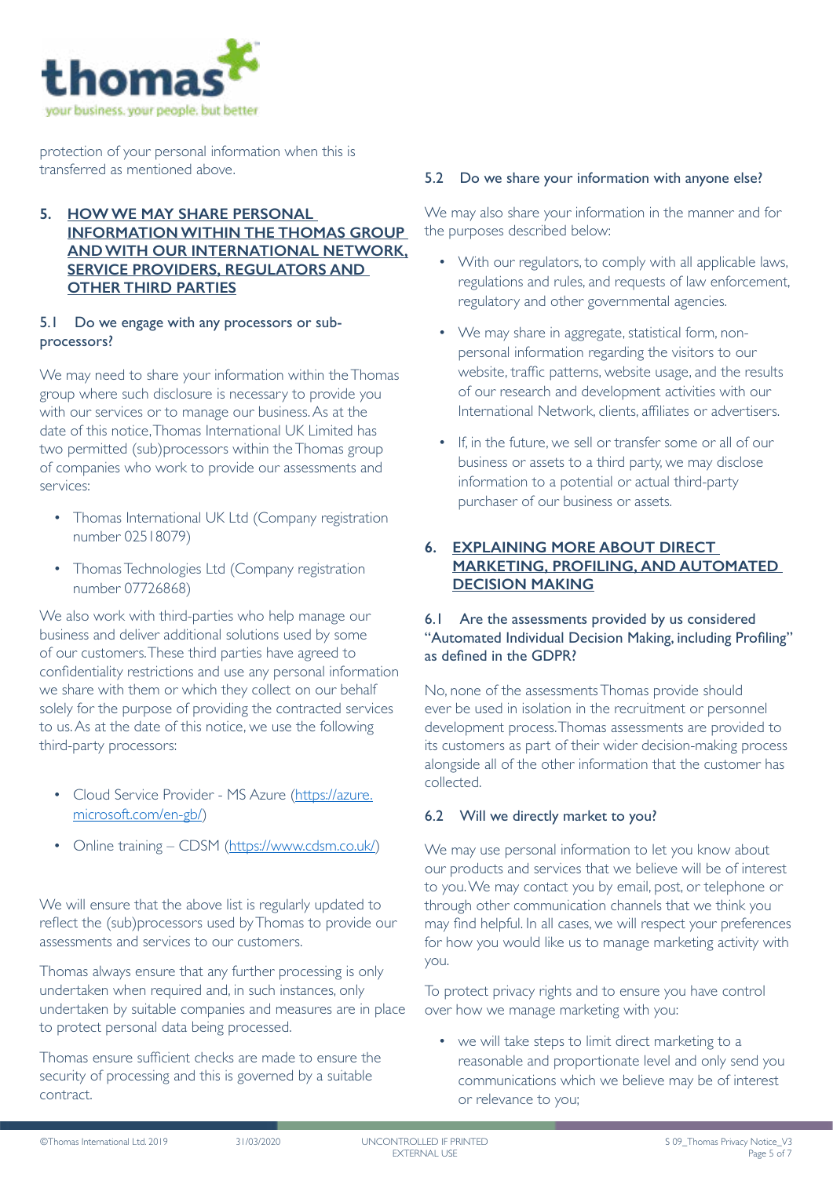protection of your personal information when this is transferred as mentioned above.

## 5. HOW WE MAY SHARE PERSONAL INFORMATION WITHIN THE THOMAS GROUP AND WITH OUR INTERNATIONAL NETWORK, SERVICE PROVIDERS, REGULATORS AND OTHER THIRD PARTIES

### 5.1 Do we engage with any processors or sub-processors?

We may need to share your information within the Thomas group where such disclosure is necessary to provide you with our services or to manage our business. As at the date of this notice, Thomas International UK Limited has two permitted (sub)processors within the Thomas group of companies who work to provide our assessments and services:

- Thomas International UK Ltd (Company registration number 02518079)
- Thomas Technologies Ltd (Company registration number 07726868)

We also work with third-parties who help manage our business and deliver additional solutions used by some of our customers. These third parties have agreed to confidentiality restrictions and use any personal information we share with them or which they collect on our behalf solely for the purpose of providing the contracted services to us. As at the date of this notice, we use the following third-party processors:

- Cloud Service Provider - MS Azure (https://azure.microsoft.com/en-gb/)
- Online training – CDSM (https://www.cdsm.co.uk/)

We will ensure that the above list is regularly updated to reflect the (sub)processors used by Thomas to provide our assessments and services to our customers.

Thomas always ensure that any further processing is only undertaken when required and, in such instances, only undertaken by suitable companies and measures are in place to protect personal data being processed.

Thomas ensure sufficient checks are made to ensure the security of processing and this is governed by a suitable contract.

### 5.2 Do we share your information with anyone else?

We may also share your information in the manner and for the purposes described below:

- With our regulators, to comply with all applicable laws, regulations and rules, and requests of law enforcement, regulatory and other governmental agencies.
- We may share in aggregate, statistical form, non-personal information regarding the visitors to our website, traffic patterns, website usage, and the results of our research and development activities with our International Network, clients, affiliates or advertisers.
- If, in the future, we sell or transfer some or all of our business or assets to a third party, we may disclose information to a potential or actual third-party purchaser of our business or assets.

## 6. EXPLAINING MORE ABOUT DIRECT MARKETING, PROFILING, AND AUTOMATED DECISION MAKING

### 6.1 Are the assessments provided by us considered "Automated Individual Decision Making, including Profiling" as defined in the GDPR?

No, none of the assessments Thomas provide should ever be used in isolation in the recruitment or personnel development process. Thomas assessments are provided to its customers as part of their wider decision-making process alongside all of the other information that the customer has collected.

### 6.2 Will we directly market to you?

We may use personal information to let you know about our products and services that we believe will be of interest to you. We may contact you by email, post, or telephone or through other communication channels that we think you may find helpful. In all cases, we will respect your preferences for how you would like us to manage marketing activity with you.

To protect privacy rights and to ensure you have control over how we manage marketing with you:

- we will take steps to limit direct marketing to a reasonable and proportionate level and only send you communications which we believe may be of interest or relevance to you;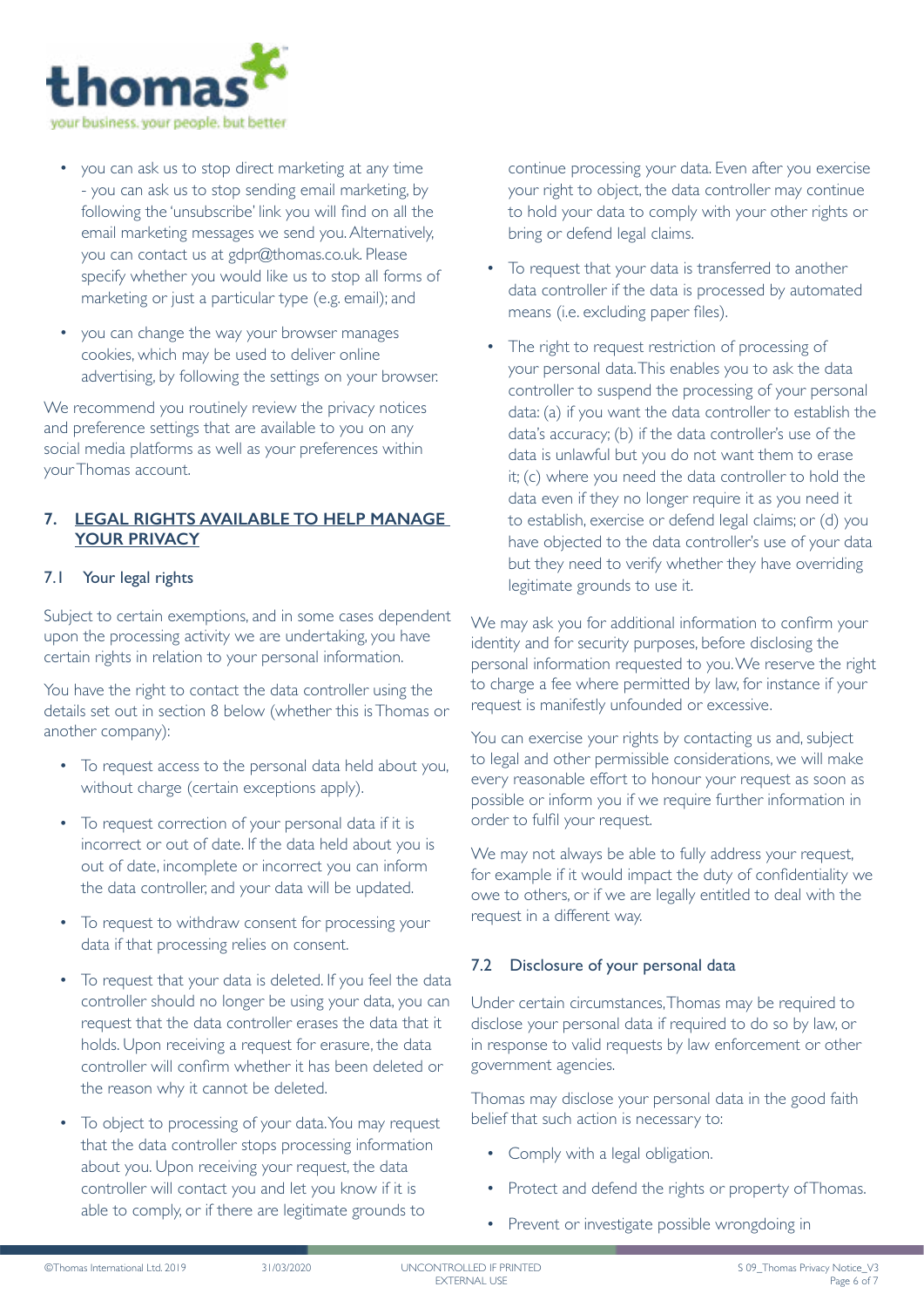- you can ask us to stop direct marketing at any time - you can ask us to stop sending email marketing, by following the 'unsubscribe' link you will find on all the email marketing messages we send you. Alternatively, you can contact us at gdpr@thomas.co.uk. Please specify whether you would like us to stop all forms of marketing or just a particular type (e.g. email); and
- you can change the way your browser manages cookies, which may be used to deliver online advertising, by following the settings on your browser.

We recommend you routinely review the privacy notices and preference settings that are available to you on any social media platforms as well as your preferences within your Thomas account.

## 7. LEGAL RIGHTS AVAILABLE TO HELP MANAGE YOUR PRIVACY

### 7.1 Your legal rights

Subject to certain exemptions, and in some cases dependent upon the processing activity we are undertaking, you have certain rights in relation to your personal information.

You have the right to contact the data controller using the details set out in section 8 below (whether this is Thomas or another company):

- To request access to the personal data held about you, without charge (certain exceptions apply).
- To request correction of your personal data if it is incorrect or out of date. If the data held about you is out of date, incomplete or incorrect you can inform the data controller, and your data will be updated.
- To request to withdraw consent for processing your data if that processing relies on consent.
- To request that your data is deleted. If you feel the data controller should no longer be using your data, you can request that the data controller erases the data that it holds. Upon receiving a request for erasure, the data controller will confirm whether it has been deleted or the reason why it cannot be deleted.
- To object to processing of your data. You may request that the data controller stops processing information about you. Upon receiving your request, the data controller will contact you and let you know if it is able to comply, or if there are legitimate grounds to continue processing your data. Even after you exercise your right to object, the data controller may continue to hold your data to comply with your other rights or bring or defend legal claims.
- To request that your data is transferred to another data controller if the data is processed by automated means (i.e. excluding paper files).
- The right to request restriction of processing of your personal data. This enables you to ask the data controller to suspend the processing of your personal data: (a) if you want the data controller to establish the data's accuracy; (b) if the data controller's use of the data is unlawful but you do not want them to erase it; (c) where you need the data controller to hold the data even if they no longer require it as you need it to establish, exercise or defend legal claims; or (d) you have objected to the data controller's use of your data but they need to verify whether they have overriding legitimate grounds to use it.

We may ask you for additional information to confirm your identity and for security purposes, before disclosing the personal information requested to you. We reserve the right to charge a fee where permitted by law, for instance if your request is manifestly unfounded or excessive.

You can exercise your rights by contacting us and, subject to legal and other permissible considerations, we will make every reasonable effort to honour your request as soon as possible or inform you if we require further information in order to fulfil your request.

We may not always be able to fully address your request, for example if it would impact the duty of confidentiality we owe to others, or if we are legally entitled to deal with the request in a different way.

### 7.2 Disclosure of your personal data

Under certain circumstances, Thomas may be required to disclose your personal data if required to do so by law, or in response to valid requests by law enforcement or other government agencies.

Thomas may disclose your personal data in the good faith belief that such action is necessary to:

- Comply with a legal obligation.
- Protect and defend the rights or property of Thomas.
- Prevent or investigate possible wrongdoing in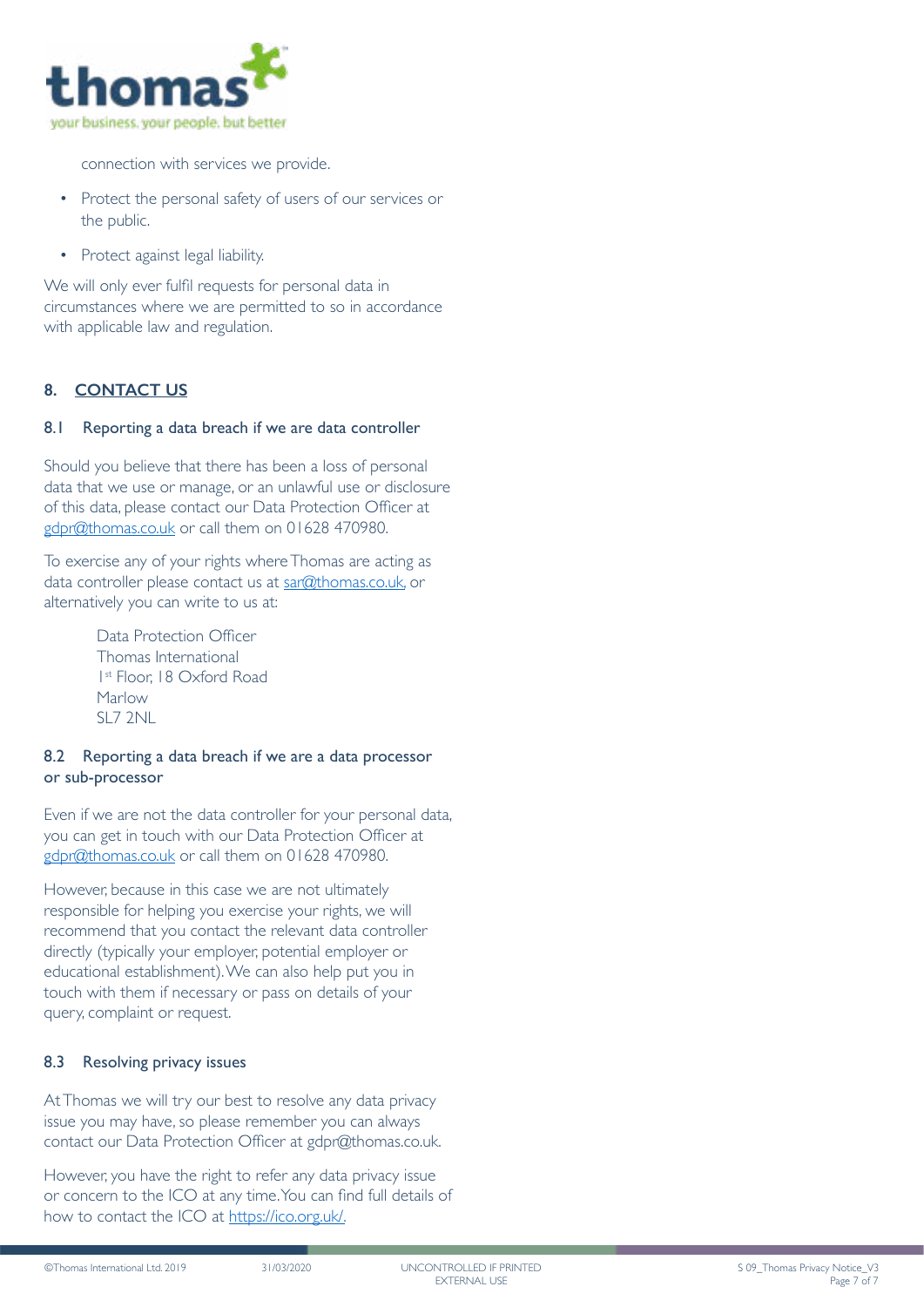connection with services we provide.

- Protect the personal safety of users of our services or the public.
- Protect against legal liability.

We will only ever fulfil requests for personal data in circumstances where we are permitted to so in accordance with applicable law and regulation.

## 8. CONTACT US

### 8.1 Reporting a data breach if we are data controller

Should you believe that there has been a loss of personal data that we use or manage, or an unlawful use or disclosure of this data, please contact our Data Protection Officer at gdpr@thomas.co.uk or call them on 01628 470980.

To exercise any of your rights where Thomas are acting as data controller please contact us at sar@thomas.co.uk, or alternatively you can write to us at:

Data Protection Officer
Thomas International
1st Floor, 18 Oxford Road
Marlow
SL7 2NL

### 8.2 Reporting a data breach if we are a data processor or sub-processor

Even if we are not the data controller for your personal data, you can get in touch with our Data Protection Officer at gdpr@thomas.co.uk or call them on 01628 470980.

However, because in this case we are not ultimately responsible for helping you exercise your rights, we will recommend that you contact the relevant data controller directly (typically your employer, potential employer or educational establishment). We can also help put you in touch with them if necessary or pass on details of your query, complaint or request.

### 8.3 Resolving privacy issues

At Thomas we will try our best to resolve any data privacy issue you may have, so please remember you can always contact our Data Protection Officer at gdpr@thomas.co.uk.

However, you have the right to refer any data privacy issue or concern to the ICO at any time. You can find full details of how to contact the ICO at https://ico.org.uk/.